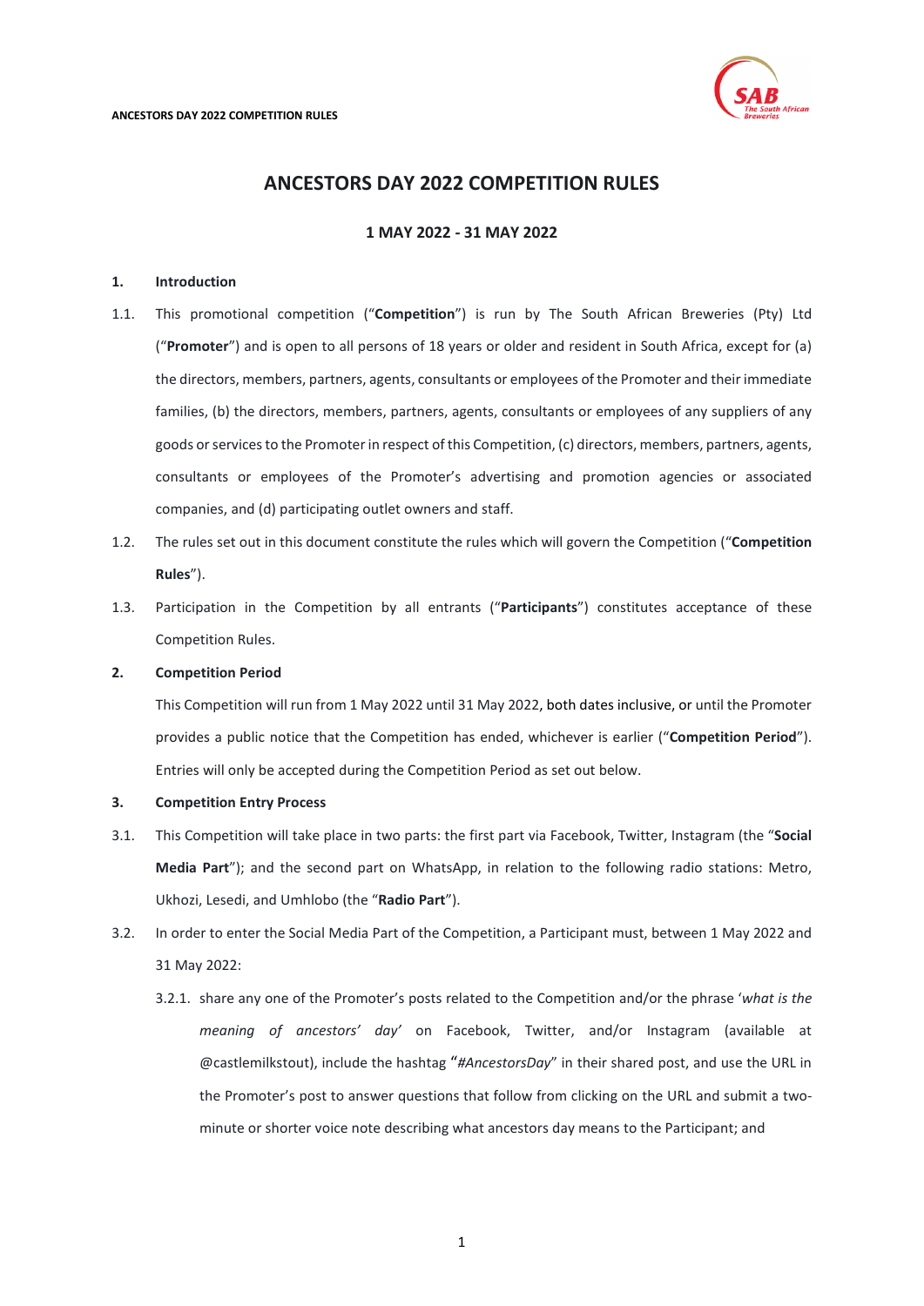# ANCESTORS DAY 2022 COMPETITION RULES

**1 MAY 2022 - 31 MAY 2022**

**1. Introduction**

1.1. This promotional competition ("**Competition**") is run by The South African Breweries (Pty) Ltd ("**Promoter**") and is open to all persons of 18 years or older and resident in South Africa, except for (a) the directors, members, partners, agents, consultants or employees of the Promoter and their immediate families, (b) the directors, members, partners, agents, consultants or employees of any suppliers of any goods or services to the Promoter in respect of this Competition, (c) directors, members, partners, agents, consultants or employees of the Promoter's advertising and promotion agencies or associated companies, and (d) participating outlet owners and staff.

1.2. The rules set out in this document constitute the rules which will govern the Competition ("**Competition Rules**").

1.3. Participation in the Competition by all entrants ("**Participants**") constitutes acceptance of these Competition Rules.

**2. Competition Period**

This Competition will run from 1 May 2022 until 31 May 2022, both dates inclusive, or until the Promoter provides a public notice that the Competition has ended, whichever is earlier ("**Competition Period**"). Entries will only be accepted during the Competition Period as set out below.

**3. Competition Entry Process**

3.1. This Competition will take place in two parts: the first part via Facebook, Twitter, Instagram (the "**Social Media Part**"); and the second part on WhatsApp, in relation to the following radio stations: Metro, Ukhozi, Lesedi, and Umhlobo (the "**Radio Part**").

3.2. In order to enter the Social Media Part of the Competition, a Participant must, between 1 May 2022 and 31 May 2022:

3.2.1. share any one of the Promoter's posts related to the Competition and/or the phrase '*what is the meaning of ancestors' day*' on Facebook, Twitter, and/or Instagram (available at @castlemilkstout), include the hashtag "*#AncestorsDay*" in their shared post, and use the URL in the Promoter's post to answer questions that follow from clicking on the URL and submit a two-minute or shorter voice note describing what ancestors day means to the Participant; and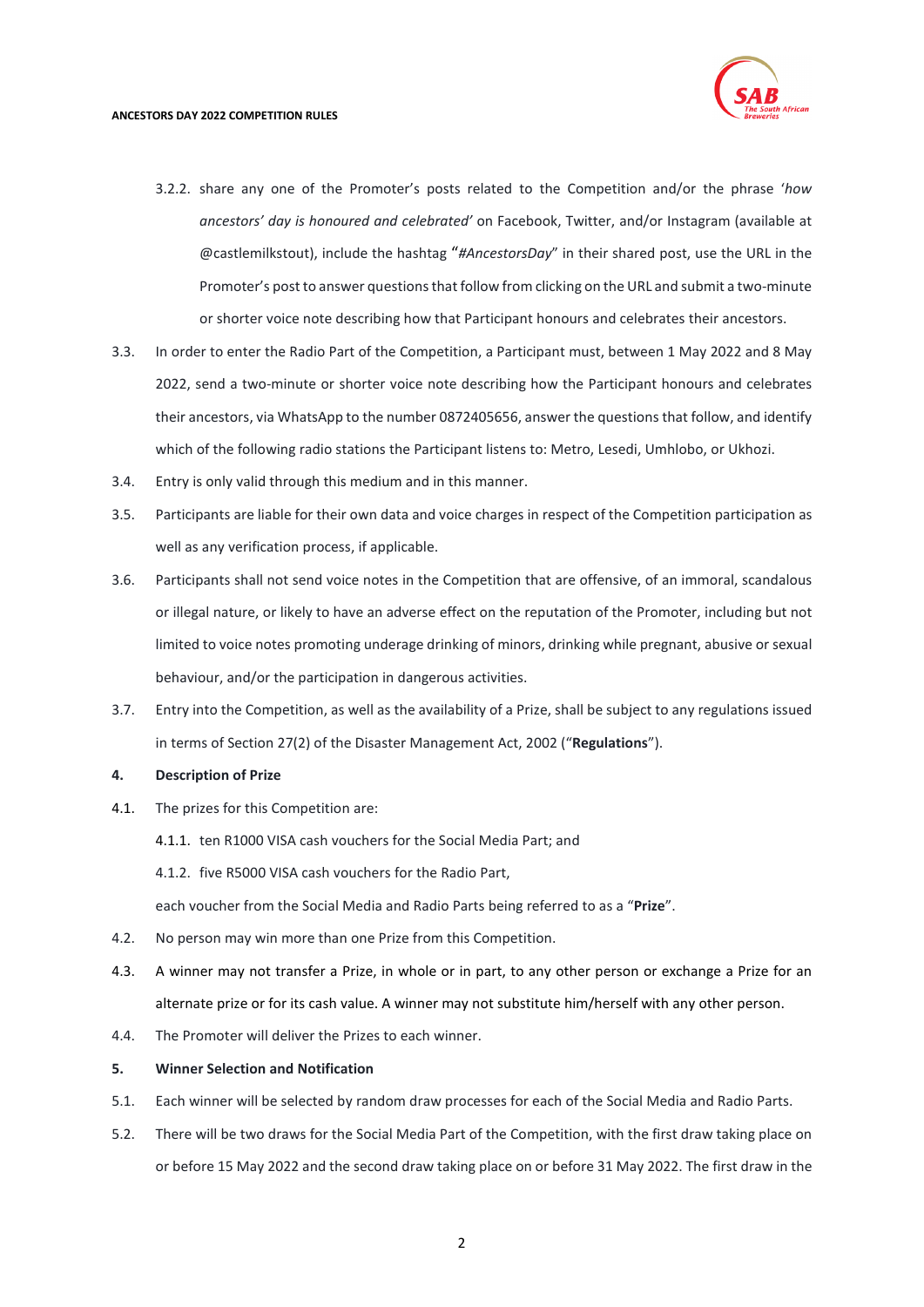3.2.2. share any one of the Promoter's posts related to the Competition and/or the phrase '*how ancestors' day is honoured and celebrated'* on Facebook, Twitter, and/or Instagram (available at @castlemilkstout), include the hashtag "*#AncestorsDay*" in their shared post, use the URL in the Promoter's post to answer questions that follow from clicking on the URL and submit a two-minute or shorter voice note describing how that Participant honours and celebrates their ancestors.

3.3. In order to enter the Radio Part of the Competition, a Participant must, between 1 May 2022 and 8 May 2022, send a two-minute or shorter voice note describing how the Participant honours and celebrates their ancestors, via WhatsApp to the number 0872405656, answer the questions that follow, and identify which of the following radio stations the Participant listens to: Metro, Lesedi, Umhlobo, or Ukhozi.

3.4. Entry is only valid through this medium and in this manner.

3.5. Participants are liable for their own data and voice charges in respect of the Competition participation as well as any verification process, if applicable.

3.6. Participants shall not send voice notes in the Competition that are offensive, of an immoral, scandalous or illegal nature, or likely to have an adverse effect on the reputation of the Promoter, including but not limited to voice notes promoting underage drinking of minors, drinking while pregnant, abusive or sexual behaviour, and/or the participation in dangerous activities.

3.7. Entry into the Competition, as well as the availability of a Prize, shall be subject to any regulations issued in terms of Section 27(2) of the Disaster Management Act, 2002 ("**Regulations**").

**4. Description of Prize**

4.1. The prizes for this Competition are:

4.1.1. ten R1000 VISA cash vouchers for the Social Media Part; and

4.1.2. five R5000 VISA cash vouchers for the Radio Part,

each voucher from the Social Media and Radio Parts being referred to as a "**Prize**".

4.2. No person may win more than one Prize from this Competition.

4.3. A winner may not transfer a Prize, in whole or in part, to any other person or exchange a Prize for an alternate prize or for its cash value. A winner may not substitute him/herself with any other person.

4.4. The Promoter will deliver the Prizes to each winner.

**5. Winner Selection and Notification**

5.1. Each winner will be selected by random draw processes for each of the Social Media and Radio Parts.

5.2. There will be two draws for the Social Media Part of the Competition, with the first draw taking place on or before 15 May 2022 and the second draw taking place on or before 31 May 2022. The first draw in the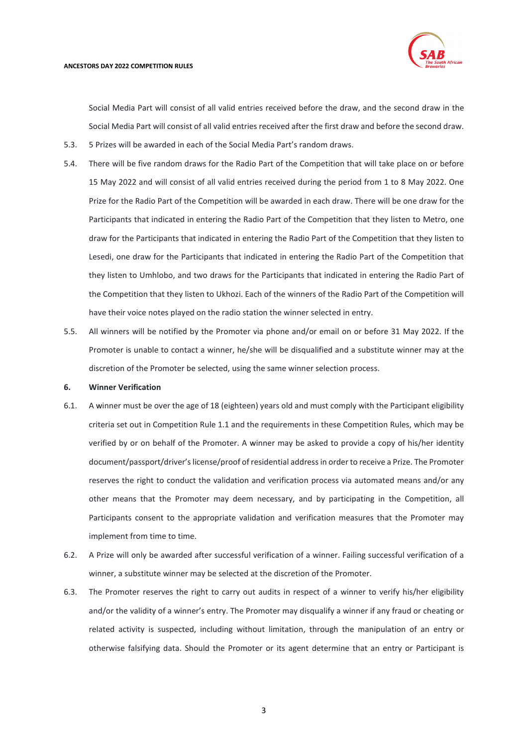Social Media Part will consist of all valid entries received before the draw, and the second draw in the Social Media Part will consist of all valid entries received after the first draw and before the second draw.

5.3. 5 Prizes will be awarded in each of the Social Media Part's random draws.

5.4. There will be five random draws for the Radio Part of the Competition that will take place on or before 15 May 2022 and will consist of all valid entries received during the period from 1 to 8 May 2022. One Prize for the Radio Part of the Competition will be awarded in each draw. There will be one draw for the Participants that indicated in entering the Radio Part of the Competition that they listen to Metro, one draw for the Participants that indicated in entering the Radio Part of the Competition that they listen to Lesedi, one draw for the Participants that indicated in entering the Radio Part of the Competition that they listen to Umhlobo, and two draws for the Participants that indicated in entering the Radio Part of the Competition that they listen to Ukhozi. Each of the winners of the Radio Part of the Competition will have their voice notes played on the radio station the winner selected in entry.

5.5. All winners will be notified by the Promoter via phone and/or email on or before 31 May 2022. If the Promoter is unable to contact a winner, he/she will be disqualified and a substitute winner may at the discretion of the Promoter be selected, using the same winner selection process.

**6. Winner Verification**

6.1. A winner must be over the age of 18 (eighteen) years old and must comply with the Participant eligibility criteria set out in Competition Rule 1.1 and the requirements in these Competition Rules, which may be verified by or on behalf of the Promoter. A winner may be asked to provide a copy of his/her identity document/passport/driver's license/proof of residential address in order to receive a Prize. The Promoter reserves the right to conduct the validation and verification process via automated means and/or any other means that the Promoter may deem necessary, and by participating in the Competition, all Participants consent to the appropriate validation and verification measures that the Promoter may implement from time to time.

6.2. A Prize will only be awarded after successful verification of a winner. Failing successful verification of a winner, a substitute winner may be selected at the discretion of the Promoter.

6.3. The Promoter reserves the right to carry out audits in respect of a winner to verify his/her eligibility and/or the validity of a winner's entry. The Promoter may disqualify a winner if any fraud or cheating or related activity is suspected, including without limitation, through the manipulation of an entry or otherwise falsifying data. Should the Promoter or its agent determine that an entry or Participant is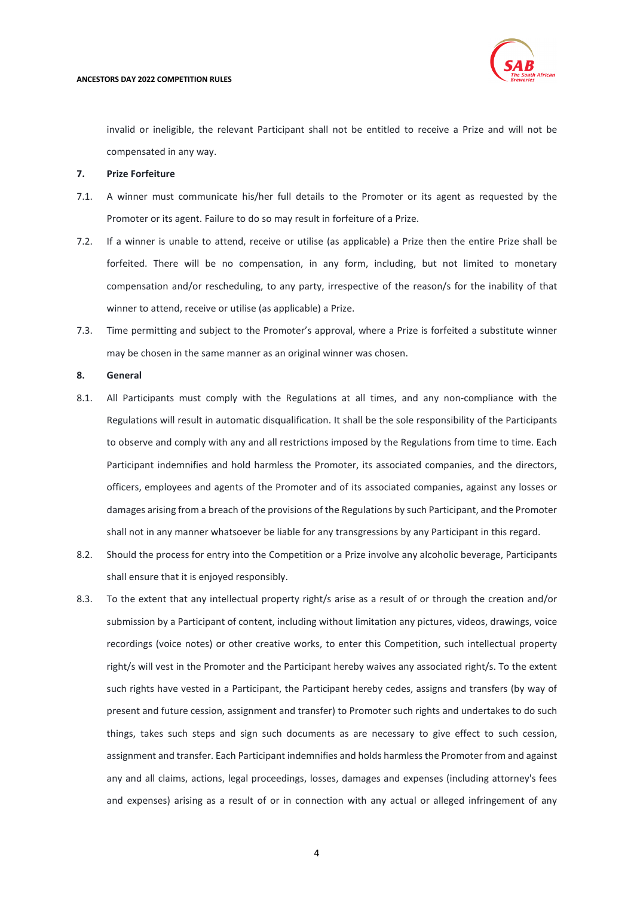invalid or ineligible, the relevant Participant shall not be entitled to receive a Prize and will not be compensated in any way.

**7. Prize Forfeiture**

7.1. A winner must communicate his/her full details to the Promoter or its agent as requested by the Promoter or its agent. Failure to do so may result in forfeiture of a Prize.

7.2. If a winner is unable to attend, receive or utilise (as applicable) a Prize then the entire Prize shall be forfeited. There will be no compensation, in any form, including, but not limited to monetary compensation and/or rescheduling, to any party, irrespective of the reason/s for the inability of that winner to attend, receive or utilise (as applicable) a Prize.

7.3. Time permitting and subject to the Promoter's approval, where a Prize is forfeited a substitute winner may be chosen in the same manner as an original winner was chosen.

**8. General**

8.1. All Participants must comply with the Regulations at all times, and any non-compliance with the Regulations will result in automatic disqualification. It shall be the sole responsibility of the Participants to observe and comply with any and all restrictions imposed by the Regulations from time to time. Each Participant indemnifies and hold harmless the Promoter, its associated companies, and the directors, officers, employees and agents of the Promoter and of its associated companies, against any losses or damages arising from a breach of the provisions of the Regulations by such Participant, and the Promoter shall not in any manner whatsoever be liable for any transgressions by any Participant in this regard.

8.2. Should the process for entry into the Competition or a Prize involve any alcoholic beverage, Participants shall ensure that it is enjoyed responsibly.

8.3. To the extent that any intellectual property right/s arise as a result of or through the creation and/or submission by a Participant of content, including without limitation any pictures, videos, drawings, voice recordings (voice notes) or other creative works, to enter this Competition, such intellectual property right/s will vest in the Promoter and the Participant hereby waives any associated right/s. To the extent such rights have vested in a Participant, the Participant hereby cedes, assigns and transfers (by way of present and future cession, assignment and transfer) to Promoter such rights and undertakes to do such things, takes such steps and sign such documents as are necessary to give effect to such cession, assignment and transfer. Each Participant indemnifies and holds harmless the Promoter from and against any and all claims, actions, legal proceedings, losses, damages and expenses (including attorney's fees and expenses) arising as a result of or in connection with any actual or alleged infringement of any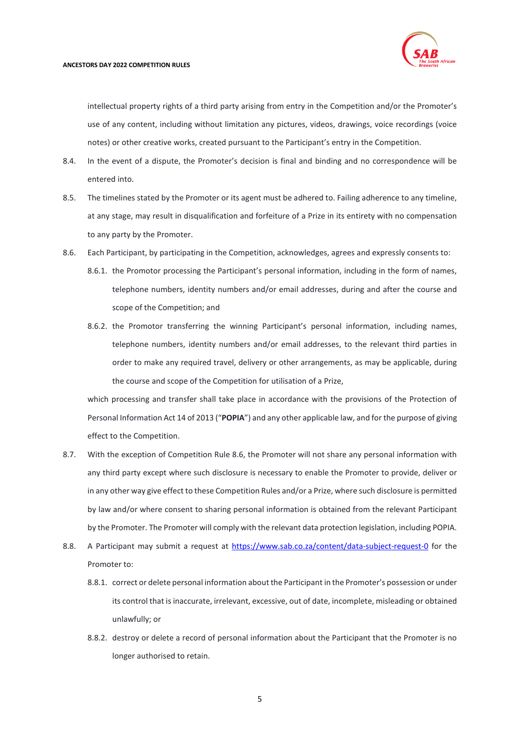intellectual property rights of a third party arising from entry in the Competition and/or the Promoter's use of any content, including without limitation any pictures, videos, drawings, voice recordings (voice notes) or other creative works, created pursuant to the Participant's entry in the Competition.

8.4. In the event of a dispute, the Promoter's decision is final and binding and no correspondence will be entered into.

8.5. The timelines stated by the Promoter or its agent must be adhered to. Failing adherence to any timeline, at any stage, may result in disqualification and forfeiture of a Prize in its entirety with no compensation to any party by the Promoter.

8.6. Each Participant, by participating in the Competition, acknowledges, agrees and expressly consents to:

8.6.1. the Promotor processing the Participant's personal information, including in the form of names, telephone numbers, identity numbers and/or email addresses, during and after the course and scope of the Competition; and

8.6.2. the Promotor transferring the winning Participant's personal information, including names, telephone numbers, identity numbers and/or email addresses, to the relevant third parties in order to make any required travel, delivery or other arrangements, as may be applicable, during the course and scope of the Competition for utilisation of a Prize,

which processing and transfer shall take place in accordance with the provisions of the Protection of Personal Information Act 14 of 2013 ("**POPIA**") and any other applicable law, and for the purpose of giving effect to the Competition.

8.7. With the exception of Competition Rule 8.6, the Promoter will not share any personal information with any third party except where such disclosure is necessary to enable the Promoter to provide, deliver or in any other way give effect to these Competition Rules and/or a Prize, where such disclosure is permitted by law and/or where consent to sharing personal information is obtained from the relevant Participant by the Promoter. The Promoter will comply with the relevant data protection legislation, including POPIA.

8.8. A Participant may submit a request at [https://www.sab.co.za/content/data-subject-request-0](https://www.sab.co.za/content/data-subject-request-0) for the Promoter to:

8.8.1. correct or delete personal information about the Participant in the Promoter's possession or under its control that is inaccurate, irrelevant, excessive, out of date, incomplete, misleading or obtained unlawfully; or

8.8.2. destroy or delete a record of personal information about the Participant that the Promoter is no longer authorised to retain.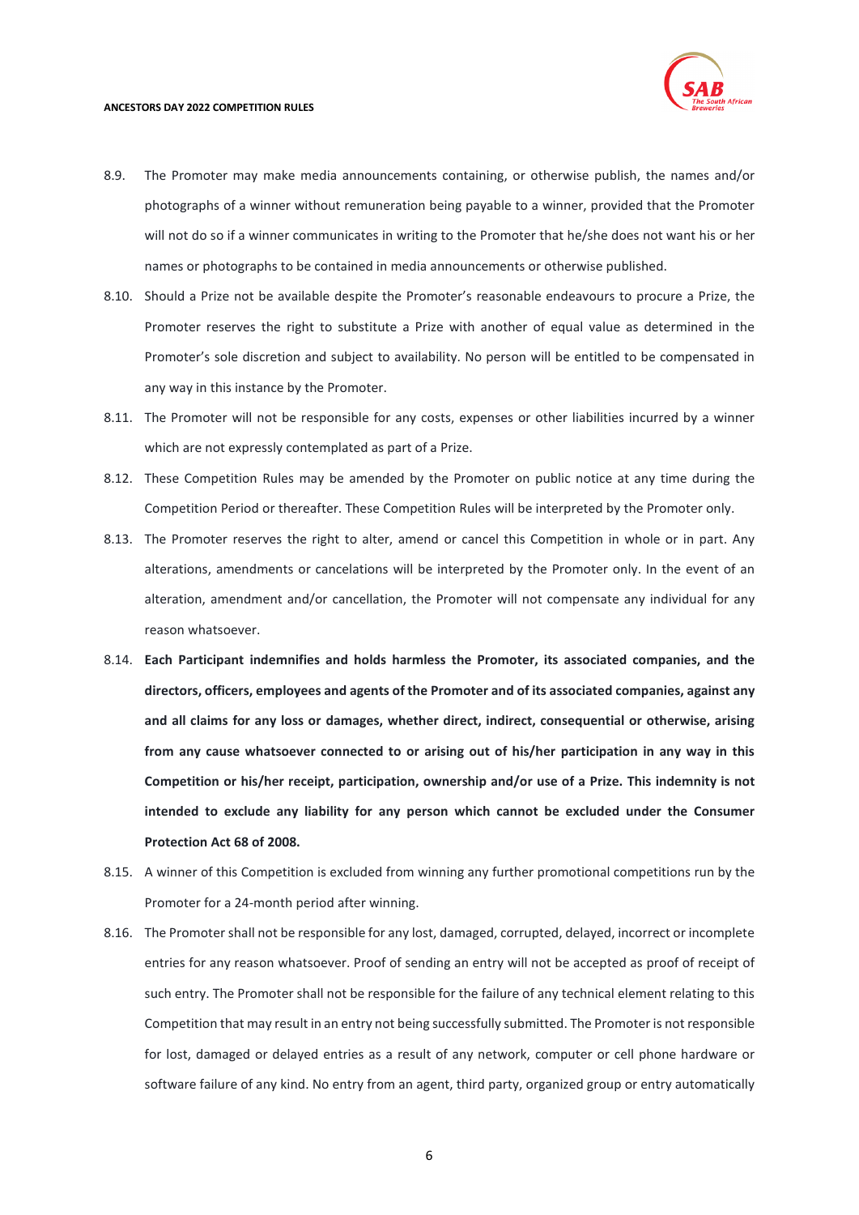8.9. The Promoter may make media announcements containing, or otherwise publish, the names and/or photographs of a winner without remuneration being payable to a winner, provided that the Promoter will not do so if a winner communicates in writing to the Promoter that he/she does not want his or her names or photographs to be contained in media announcements or otherwise published.

8.10. Should a Prize not be available despite the Promoter's reasonable endeavours to procure a Prize, the Promoter reserves the right to substitute a Prize with another of equal value as determined in the Promoter's sole discretion and subject to availability. No person will be entitled to be compensated in any way in this instance by the Promoter.

8.11. The Promoter will not be responsible for any costs, expenses or other liabilities incurred by a winner which are not expressly contemplated as part of a Prize.

8.12. These Competition Rules may be amended by the Promoter on public notice at any time during the Competition Period or thereafter. These Competition Rules will be interpreted by the Promoter only.

8.13. The Promoter reserves the right to alter, amend or cancel this Competition in whole or in part. Any alterations, amendments or cancelations will be interpreted by the Promoter only. In the event of an alteration, amendment and/or cancellation, the Promoter will not compensate any individual for any reason whatsoever.

8.14. **Each Participant indemnifies and holds harmless the Promoter, its associated companies, and the directors, officers, employees and agents of the Promoter and of its associated companies, against any and all claims for any loss or damages, whether direct, indirect, consequential or otherwise, arising from any cause whatsoever connected to or arising out of his/her participation in any way in this Competition or his/her receipt, participation, ownership and/or use of a Prize. This indemnity is not intended to exclude any liability for any person which cannot be excluded under the Consumer Protection Act 68 of 2008.**

8.15. A winner of this Competition is excluded from winning any further promotional competitions run by the Promoter for a 24-month period after winning.

8.16. The Promoter shall not be responsible for any lost, damaged, corrupted, delayed, incorrect or incomplete entries for any reason whatsoever. Proof of sending an entry will not be accepted as proof of receipt of such entry. The Promoter shall not be responsible for the failure of any technical element relating to this Competition that may result in an entry not being successfully submitted. The Promoter is not responsible for lost, damaged or delayed entries as a result of any network, computer or cell phone hardware or software failure of any kind. No entry from an agent, third party, organized group or entry automatically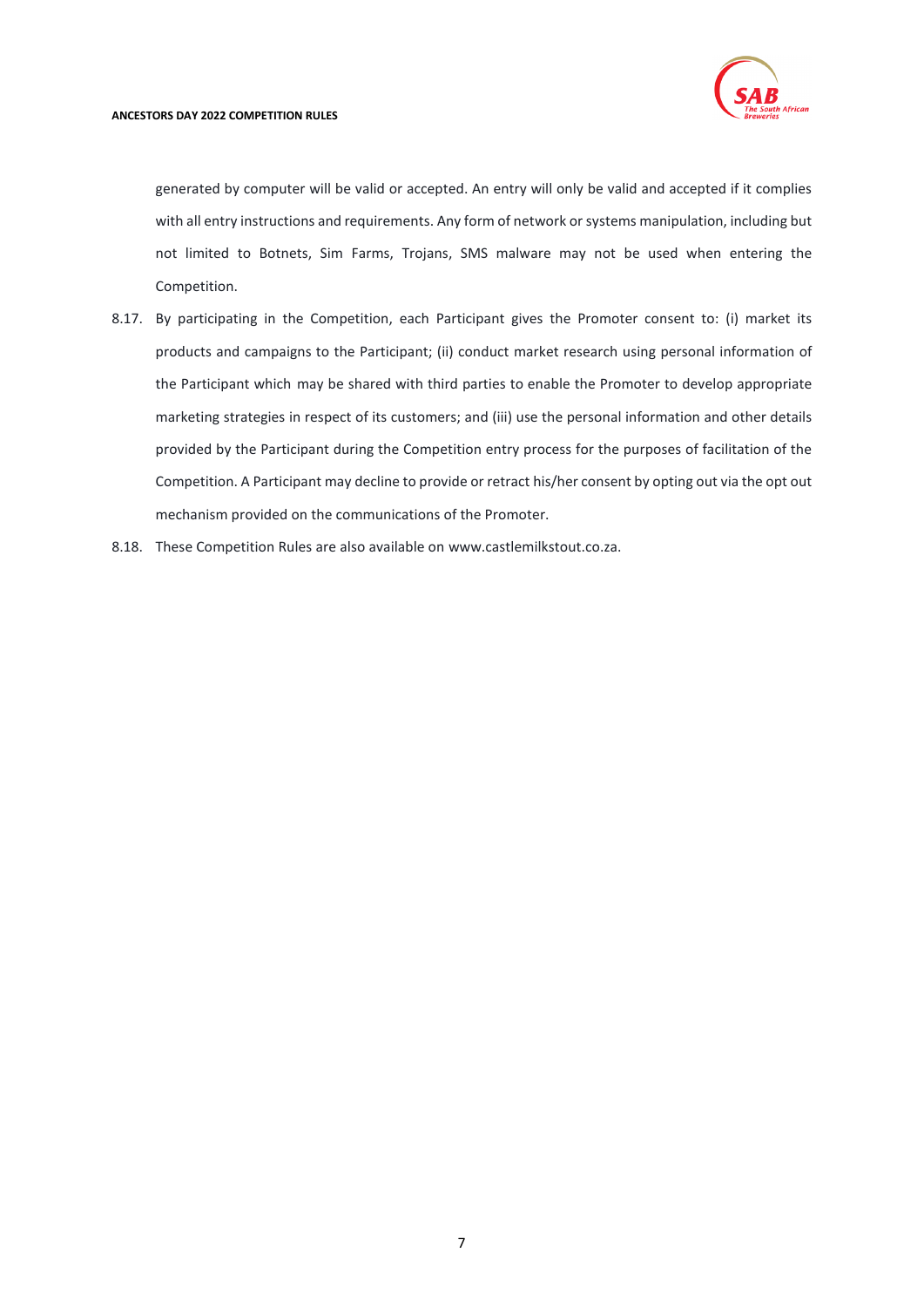generated by computer will be valid or accepted. An entry will only be valid and accepted if it complies with all entry instructions and requirements. Any form of network or systems manipulation, including but not limited to Botnets, Sim Farms, Trojans, SMS malware may not be used when entering the Competition.

8.17. By participating in the Competition, each Participant gives the Promoter consent to: (i) market its products and campaigns to the Participant; (ii) conduct market research using personal information of the Participant which may be shared with third parties to enable the Promoter to develop appropriate marketing strategies in respect of its customers; and (iii) use the personal information and other details provided by the Participant during the Competition entry process for the purposes of facilitation of the Competition. A Participant may decline to provide or retract his/her consent by opting out via the opt out mechanism provided on the communications of the Promoter.

8.18. These Competition Rules are also available on www.castlemilkstout.co.za.